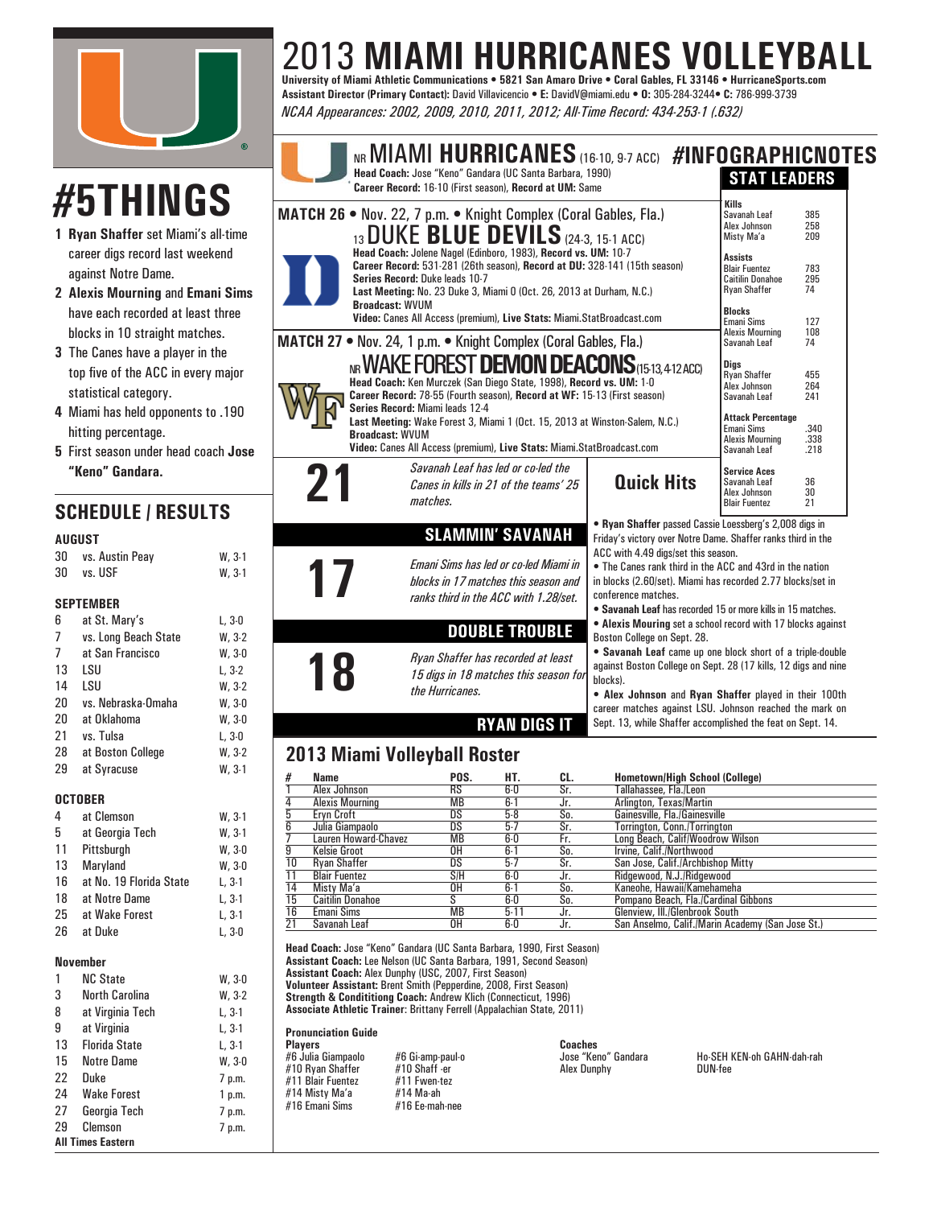# 2013 MIAMI HURRICANES VOLLEYBALL

**University of Miami Athletic Communications • 5821 San Amaro Drive • Coral Gables, FL 33146 • HurricaneSports.com**
**Assistant Director (Primary Contact):** David Villavicencio • **E:** DavidV@miami.edu • **O:** 305-284-3244• **C:** 786-999-3739

*NCAA Appearances: 2002, 2009, 2010, 2011, 2012; All-Time Record: 434-253-1 (.632)*

# #5THINGS

1. **Ryan Shaffer** set Miami's all-time career digs record last weekend against Notre Dame.
2. **Alexis Mourning** and **Emani Sims** have each recorded at least three blocks in 10 straight matches.
3. The Canes have a player in the top five of the ACC in every major statistical category.
4. Miami has held opponents to .190 hitting percentage.
5. First season under head coach **Jose "Keno" Gandara.**

## SCHEDULE / RESULTS

**AUGUST**

| Date | Opponent | Result |
|---|---|---|
| 30 | vs. Austin Peay | W, 3-1 |
| 30 | vs. USF | W, 3-1 |

**SEPTEMBER**

| Date | Opponent | Result |
|---|---|---|
| 6 | at St. Mary's | L, 3-0 |
| 7 | vs. Long Beach State | W, 3-2 |
| 7 | at San Francisco | W, 3-0 |
| 13 | LSU | L, 3-2 |
| 14 | LSU | W, 3-2 |
| 20 | vs. Nebraska-Omaha | W, 3-0 |
| 20 | at Oklahoma | W, 3-0 |
| 21 | vs. Tulsa | L, 3-0 |
| 28 | at Boston College | W, 3-2 |
| 29 | at Syracuse | W, 3-1 |

**OCTOBER**

| Date | Opponent | Result |
|---|---|---|
| 4 | at Clemson | W, 3-1 |
| 5 | at Georgia Tech | W, 3-1 |
| 11 | Pittsburgh | W, 3-0 |
| 13 | Maryland | W, 3-0 |
| 16 | at No. 19 Florida State | L, 3-1 |
| 18 | at Notre Dame | L, 3-1 |
| 25 | at Wake Forest | L, 3-1 |
| 26 | at Duke | L, 3-0 |

**November**

| Date | Opponent | Result |
|---|---|---|
| 1 | NC State | W, 3-0 |
| 3 | North Carolina | W, 3-2 |
| 8 | at Virginia Tech | L, 3-1 |
| 9 | at Virginia | L, 3-1 |
| 13 | Florida State | L, 3-1 |
| 15 | Notre Dame | W, 3-0 |
| 22 | Duke | 7 p.m. |
| 24 | Wake Forest | 1 p.m. |
| 27 | Georgia Tech | 7 p.m. |
| 29 | Clemson | 7 p.m. |

**All Times Eastern**

## NR MIAMI HURRICANES (16-10, 9-7 ACC) #INFOGRAPHICNOTES

**Head Coach:** Jose "Keno" Gandara (UC Santa Barbara, 1990)
**Career Record:** 16-10 (First season), **Record at UM:** Same

### MATCH 26 • Nov. 22, 7 p.m. • Knight Complex (Coral Gables, Fla.)

**13 DUKE BLUE DEVILS** (24-3, 15-1 ACC)

**Head Coach:** Jolene Nagel (Edinboro, 1983), **Record vs. UM:** 10-7
**Career Record:** 531-281 (26th season), **Record at DU:** 328-141 (15th season)
**Series Record:** Duke leads 10-7
**Last Meeting:** No. 23 Duke 3, Miami 0 (Oct. 26, 2013 at Durham, N.C.)
**Broadcast:** WVUM
**Video:** Canes All Access (premium), **Live Stats:** Miami.StatBroadcast.com

### MATCH 27 • Nov. 24, 1 p.m. • Knight Complex (Coral Gables, Fla.)

**NR WAKE FOREST DEMON DEACONS** (15-13, 4-12 ACC)

**Head Coach:** Ken Murczek (San Diego State, 1998), **Record vs. UM:** 1-0
**Career Record:** 78-55 (Fourth season), **Record at WF:** 15-13 (First season)
**Series Record:** Miami leads 12-4
**Last Meeting:** Wake Forest 3, Miami 1 (Oct. 15, 2013 at Winston-Salem, N.C.)
**Broadcast:** WVUM
**Video:** Canes All Access (premium), **Live Stats:** Miami.StatBroadcast.com

### STAT LEADERS

| Category | Player | Total |
|---|---|---|
| **Kills** | Savanah Leaf | 385 |
| | Alex Johnson | 258 |
| | Misty Ma'a | 209 |
| **Assists** | Blair Fuentez | 783 |
| | Caitilin Donahoe | 295 |
| | Ryan Shaffer | 74 |
| **Blocks** | Emani Sims | 127 |
| | Alexis Mourning | 108 |
| | Savanah Leaf | 74 |
| **Digs** | Ryan Shaffer | 455 |
| | Alex Johnson | 264 |
| | Savanah Leaf | 241 |
| **Attack Percentage** | Emani Sims | .340 |
| | Alexis Mourning | .338 |
| | Savanah Leaf | .218 |
| **Service Aces** | Savanah Leaf | 36 |
| | Alex Johnson | 30 |
| | Blair Fuentez | 21 |

**21** — *Savanah Leaf has led or co-led the Canes in kills in 21 of the teams' 25 matches.*

**SLAMMIN' SAVANAH**

**17** — *Emani Sims has led or co-led Miami in blocks in 17 matches this season and ranks third in the ACC with 1.28/set.*

**DOUBLE TROUBLE**

**18** — *Ryan Shaffer has recorded at least 15 digs in 18 matches this season for the Hurricanes.*

**RYAN DIGS IT**

### Quick Hits

- **Ryan Shaffer** passed Cassie Loessberg's 2,008 digs in Friday's victory over Notre Dame. Shaffer ranks third in the ACC with 4.49 digs/set this season.
- The Canes rank third in the ACC and 43rd in the nation in blocks (2.60/set). Miami has recorded 2.77 blocks/set in conference matches.
- **Savanah Leaf** has recorded 15 or more kills in 15 matches.
- **Alexis Mouring** set a school record with 17 blocks against Boston College on Sept. 28.
- **Savanah Leaf** came up one block short of a triple-double against Boston College on Sept. 28 (17 kills, 12 digs and nine blocks).
- **Alex Johnson** and **Ryan Shaffer** played in their 100th career matches against LSU. Johnson reached the mark on Sept. 13, while Shaffer accomplished the feat on Sept. 14.

## 2013 Miami Volleyball Roster

| # | Name | POS. | HT. | CL. | Hometown/High School (College) |
|---|---|---|---|---|---|
| 1 | Alex Johnson | RS | 6-0 | Sr. | Tallahassee, Fla./Leon |
| 4 | Alexis Mourning | MB | 6-1 | Jr. | Arlington, Texas/Martin |
| 5 | Eryn Croft | DS | 5-8 | So. | Gainesville, Fla./Gainesville |
| 6 | Julia Giampaolo | DS | 5-7 | Sr. | Torrington, Conn./Torrington |
| 7 | Lauren Howard-Chavez | MB | 6-0 | Fr. | Long Beach, Calif/Woodrow Wilson |
| 9 | Kelsie Groot | OH | 6-1 | So. | Irvine, Calif./Northwood |
| 10 | Ryan Shaffer | DS | 5-7 | Sr. | San Jose, Calif./Archbishop Mitty |
| 11 | Blair Fuentez | S/H | 6-0 | Jr. | Ridgewood, N.J./Ridgewood |
| 14 | Misty Ma'a | OH | 6-1 | So. | Kaneohe, Hawaii/Kamehameha |
| 15 | Caitilin Donahoe | S | 6-0 | So. | Pompano Beach, Fla./Cardinal Gibbons |
| 16 | Emani Sims | MB | 5-11 | Jr. | Glenview, Ill./Glenbrook South |
| 21 | Savanah Leaf | OH | 6-0 | Jr. | San Anselmo, Calif./Marin Academy (San Jose St.) |

**Head Coach:** Jose "Keno" Gandara (UC Santa Barbara, 1990, First Season)
**Assistant Coach:** Lee Nelson (UC Santa Barbara, 1991, Second Season)
**Assistant Coach:** Alex Dunphy (USC, 2007, First Season)
**Volunteer Assistant:** Brent Smith (Pepperdine, 2008, First Season)
**Strength & Condititioning Coach:** Andrew Klich (Connecticut, 1996)
**Associate Athletic Trainer:** Brittany Ferrell (Appalachian State, 2011)

### Pronunciation Guide

**Players**

| Player | Pronunciation |
|---|---|
| #6 Julia Giampaolo | #6 Gi-amp-paul-o |
| #10 Ryan Shaffer | #10 Shaff -er |
| #11 Blair Fuentez | #11 Fwen-tez |
| #14 Misty Ma'a | #14 Ma-ah |
| #16 Emani Sims | #16 Ee-mah-nee |

**Coaches**

| Coach | Pronunciation |
|---|---|
| Jose "Keno" Gandara | Ho-SEH KEN-oh GAHN-dah-rah |
| Alex Dunphy | DUN-fee |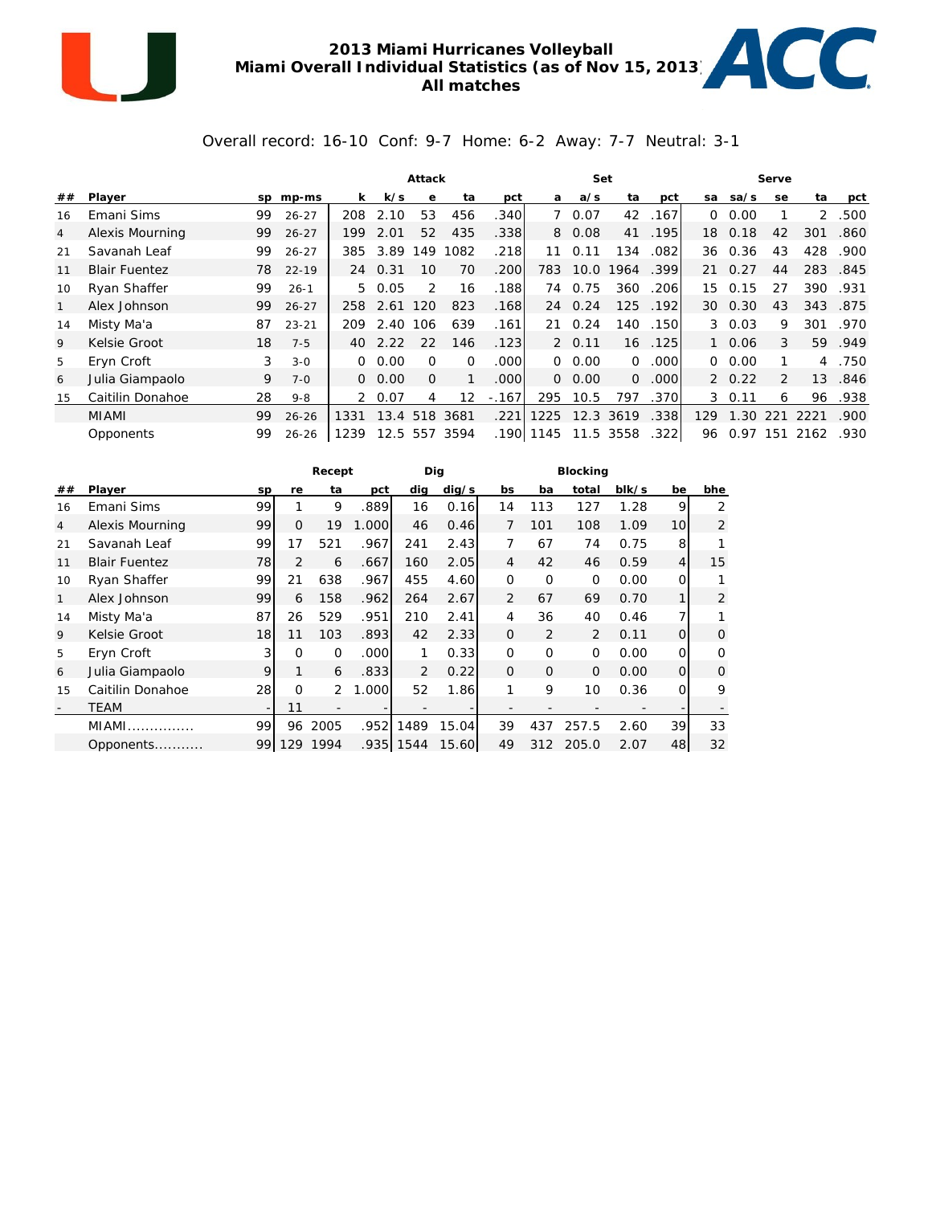# 2013 Miami Hurricanes Volleyball
## Miami Overall Individual Statistics (as of Nov 15, 2013)
## All matches

Overall record: 16-10 Conf: 9-7 Home: 6-2 Away: 7-7 Neutral: 3-1

| | | | | Attack | | | | | Set | | | | Serve | | | | |
|---|---|---|---|---|---|---|---|---|---|---|---|---|---|---|---|---|---|
| ## | Player | sp | mp-ms | k | k/s | e | ta | pct | a | a/s | ta | pct | sa | sa/s | se | ta | pct |
| 16 | Emani Sims | 99 | 26-27 | 208 | 2.10 | 53 | 456 | .340 | 7 | 0.07 | 42 | .167 | 0 | 0.00 | 1 | 2 | .500 |
| 4 | Alexis Mourning | 99 | 26-27 | 199 | 2.01 | 52 | 435 | .338 | 8 | 0.08 | 41 | .195 | 18 | 0.18 | 42 | 301 | .860 |
| 21 | Savanah Leaf | 99 | 26-27 | 385 | 3.89 | 149 | 1082 | .218 | 11 | 0.11 | 134 | .082 | 36 | 0.36 | 43 | 428 | .900 |
| 11 | Blair Fuentez | 78 | 22-19 | 24 | 0.31 | 10 | 70 | .200 | 783 | 10.0 | 1964 | .399 | 21 | 0.27 | 44 | 283 | .845 |
| 10 | Ryan Shaffer | 99 | 26-1 | 5 | 0.05 | 2 | 16 | .188 | 74 | 0.75 | 360 | .206 | 15 | 0.15 | 27 | 390 | .931 |
| 1 | Alex Johnson | 99 | 26-27 | 258 | 2.61 | 120 | 823 | .168 | 24 | 0.24 | 125 | .192 | 30 | 0.30 | 43 | 343 | .875 |
| 14 | Misty Ma'a | 87 | 23-21 | 209 | 2.40 | 106 | 639 | .161 | 21 | 0.24 | 140 | .150 | 3 | 0.03 | 9 | 301 | .970 |
| 9 | Kelsie Groot | 18 | 7-5 | 40 | 2.22 | 22 | 146 | .123 | 2 | 0.11 | 16 | .125 | 1 | 0.06 | 3 | 59 | .949 |
| 5 | Eryn Croft | 3 | 3-0 | 0 | 0.00 | 0 | 0 | .000 | 0 | 0.00 | 0 | .000 | 0 | 0.00 | 1 | 4 | .750 |
| 6 | Julia Giampaolo | 9 | 7-0 | 0 | 0.00 | 0 | 1 | .000 | 0 | 0.00 | 0 | .000 | 2 | 0.22 | 2 | 13 | .846 |
| 15 | Caitilin Donahoe | 28 | 9-8 | 2 | 0.07 | 4 | 12 | -.167 | 295 | 10.5 | 797 | .370 | 3 | 0.11 | 6 | 96 | .938 |
| | MIAMI | 99 | 26-26 | 1331 | 13.4 | 518 | 3681 | .221 | 1225 | 12.3 | 3619 | .338 | 129 | 1.30 | 221 | 2221 | .900 |
| | Opponents | 99 | 26-26 | 1239 | 12.5 | 557 | 3594 | .190 | 1145 | 11.5 | 3558 | .322 | 96 | 0.97 | 151 | 2162 | .930 |

| | | | Recept | | | Dig | | Blocking | | | | | |
|---|---|---|---|---|---|---|---|---|---|---|---|---|---|
| ## | Player | sp | re | ta | pct | dig | dig/s | bs | ba | total | blk/s | be | bhe |
| 16 | Emani Sims | 99 | 1 | 9 | .889 | 16 | 0.16 | 14 | 113 | 127 | 1.28 | 9 | 2 |
| 4 | Alexis Mourning | 99 | 0 | 19 | 1.000 | 46 | 0.46 | 7 | 101 | 108 | 1.09 | 10 | 2 |
| 21 | Savanah Leaf | 99 | 17 | 521 | .967 | 241 | 2.43 | 7 | 67 | 74 | 0.75 | 8 | 1 |
| 11 | Blair Fuentez | 78 | 2 | 6 | .667 | 160 | 2.05 | 4 | 42 | 46 | 0.59 | 4 | 15 |
| 10 | Ryan Shaffer | 99 | 21 | 638 | .967 | 455 | 4.60 | 0 | 0 | 0 | 0.00 | 0 | 1 |
| 1 | Alex Johnson | 99 | 6 | 158 | .962 | 264 | 2.67 | 2 | 67 | 69 | 0.70 | 1 | 2 |
| 14 | Misty Ma'a | 87 | 26 | 529 | .951 | 210 | 2.41 | 4 | 36 | 40 | 0.46 | 7 | 1 |
| 9 | Kelsie Groot | 18 | 11 | 103 | .893 | 42 | 2.33 | 0 | 2 | 2 | 0.11 | 0 | 0 |
| 5 | Eryn Croft | 3 | 0 | 0 | .000 | 1 | 0.33 | 0 | 0 | 0 | 0.00 | 0 | 0 |
| 6 | Julia Giampaolo | 9 | 1 | 6 | .833 | 2 | 0.22 | 0 | 0 | 0 | 0.00 | 0 | 0 |
| 15 | Caitilin Donahoe | 28 | 0 | 2 | 1.000 | 52 | 1.86 | 1 | 9 | 10 | 0.36 | 0 | 9 |
| - | TEAM | - | 11 | - | - | - | - | - | - | - | - | - | - |
| | MIAMI............... | 99 | 96 | 2005 | .952 | 1489 | 15.04 | 39 | 437 | 257.5 | 2.60 | 39 | 33 |
| | Opponents........... | 99 | 129 | 1994 | .935 | 1544 | 15.60 | 49 | 312 | 205.0 | 2.07 | 48 | 32 |